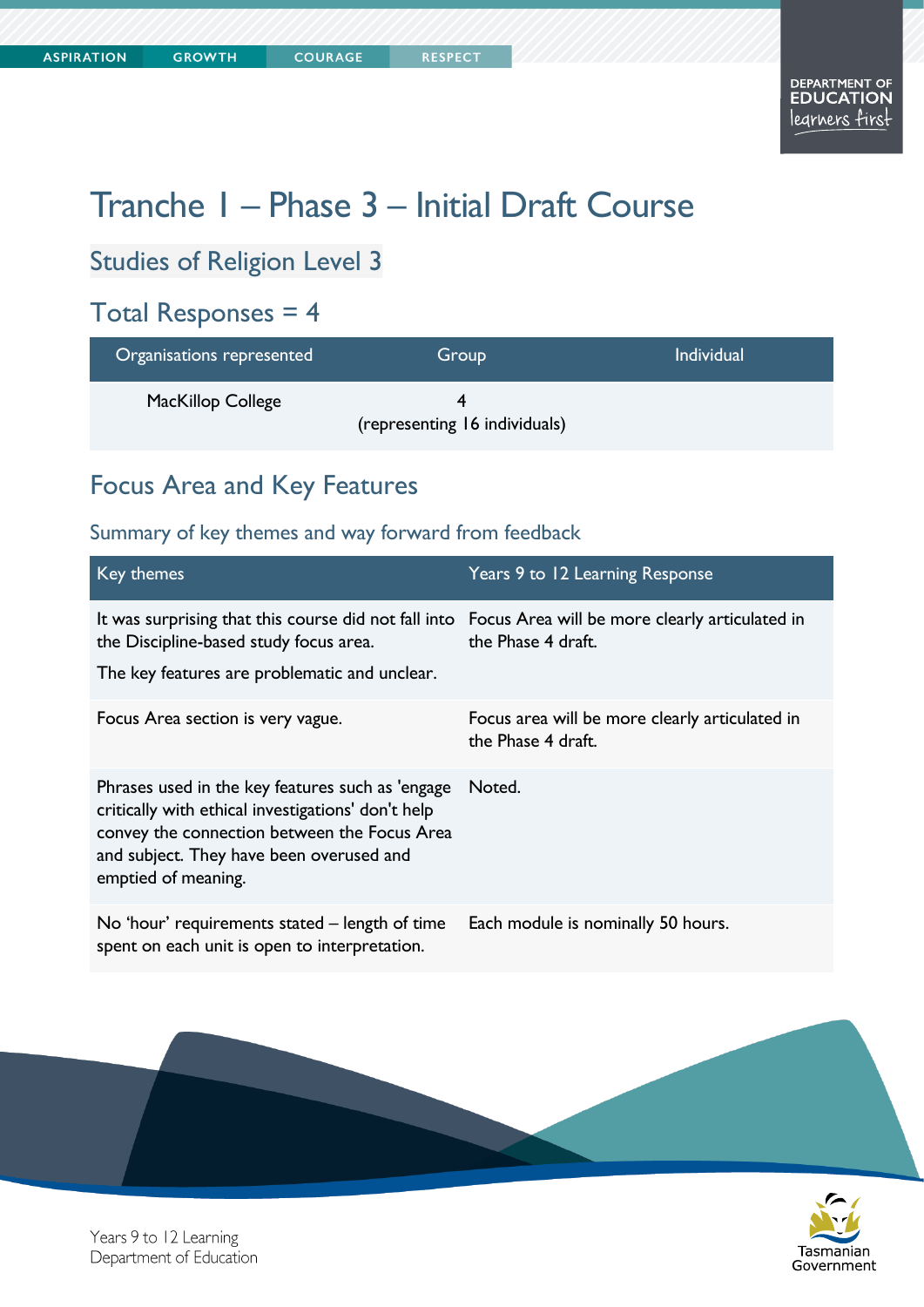# Tranche 1 – Phase 3 – Initial Draft Course

## Studies of Religion Level 3

## Total Responses = 4

| Organisations represented | Group | Individual |
|---|---|---|
| MacKillop College | 4 (representing 16 individuals) | |

## Focus Area and Key Features

### Summary of key themes and way forward from feedback

| Key themes | Years 9 to 12 Learning Response |
|---|---|
| It was surprising that this course did not fall into the Discipline-based study focus area. The key features are problematic and unclear. | Focus Area will be more clearly articulated in the Phase 4 draft. |
| Focus Area section is very vague. | Focus area will be more clearly articulated in the Phase 4 draft. |
| Phrases used in the key features such as 'engage critically with ethical investigations' don't help convey the connection between the Focus Area and subject. They have been overused and emptied of meaning. | Noted. |
| No 'hour' requirements stated – length of time spent on each unit is open to interpretation. | Each module is nominally 50 hours. |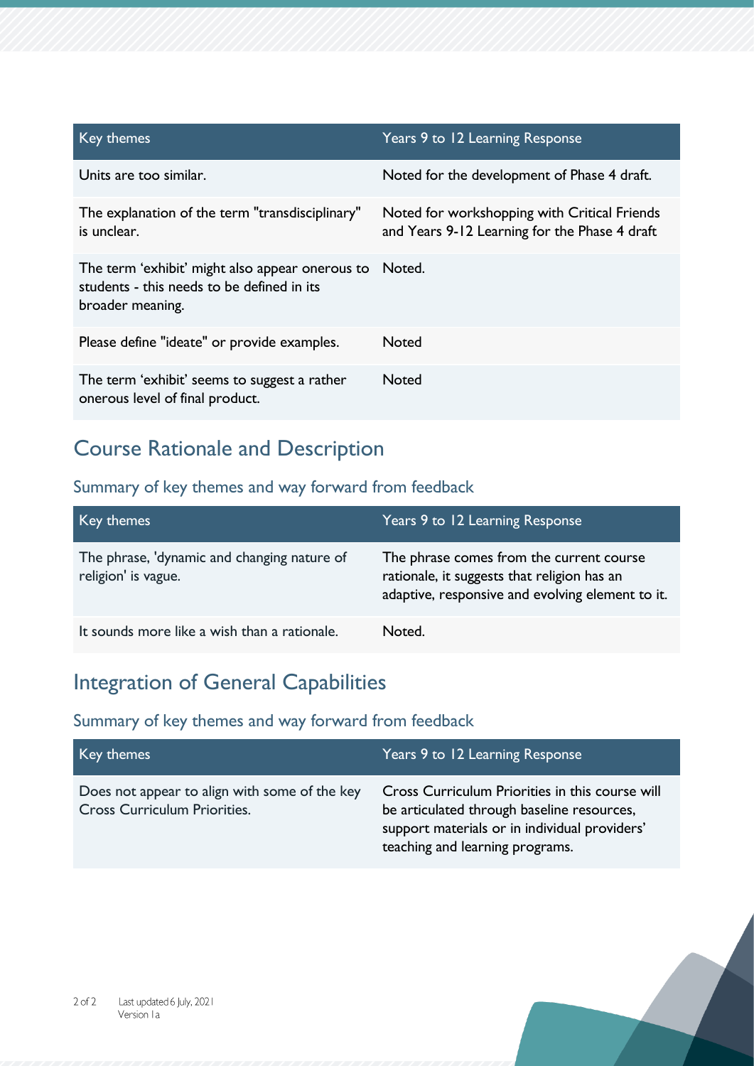| Key themes | Years 9 to 12 Learning Response |
| --- | --- |
| Units are too similar. | Noted for the development of Phase 4 draft. |
| The explanation of the term "transdisciplinary" is unclear. | Noted for workshopping with Critical Friends and Years 9-12 Learning for the Phase 4 draft |
| The term 'exhibit' might also appear onerous to students - this needs to be defined in its broader meaning. | Noted. |
| Please define "ideate" or provide examples. | Noted |
| The term 'exhibit' seems to suggest a rather onerous level of final product. | Noted |

## Course Rationale and Description

### Summary of key themes and way forward from feedback

| Key themes | Years 9 to 12 Learning Response |
| --- | --- |
| The phrase, 'dynamic and changing nature of religion' is vague. | The phrase comes from the current course rationale, it suggests that religion has an adaptive, responsive and evolving element to it. |
| It sounds more like a wish than a rationale. | Noted. |

## Integration of General Capabilities

### Summary of key themes and way forward from feedback

| Key themes | Years 9 to 12 Learning Response |
| --- | --- |
| Does not appear to align with some of the key Cross Curriculum Priorities. | Cross Curriculum Priorities in this course will be articulated through baseline resources, support materials or in individual providers' teaching and learning programs. |

Last updated 6 July, 2021
Version 1a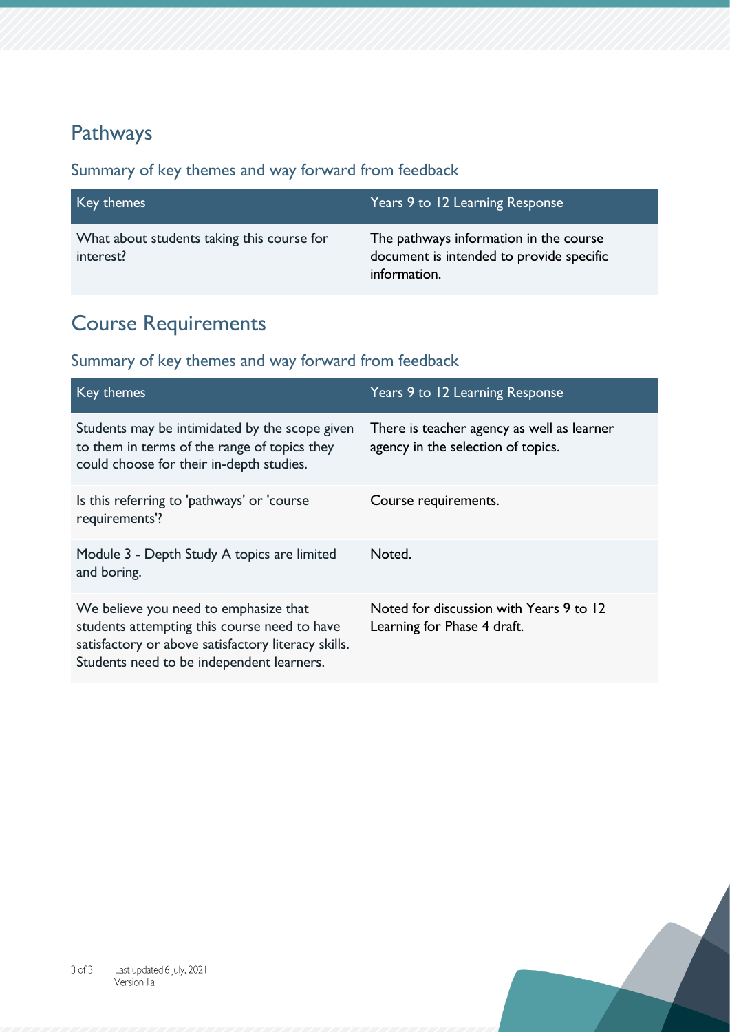## Pathways

### Summary of key themes and way forward from feedback

| Key themes | Years 9 to 12 Learning Response |
| --- | --- |
| What about students taking this course for interest? | The pathways information in the course document is intended to provide specific information. |

## Course Requirements

### Summary of key themes and way forward from feedback

| Key themes | Years 9 to 12 Learning Response |
| --- | --- |
| Students may be intimidated by the scope given to them in terms of the range of topics they could choose for their in-depth studies. | There is teacher agency as well as learner agency in the selection of topics. |
| Is this referring to 'pathways' or 'course requirements'? | Course requirements. |
| Module 3 - Depth Study A topics are limited and boring. | Noted. |
| We believe you need to emphasize that students attempting this course need to have satisfactory or above satisfactory literacy skills. Students need to be independent learners. | Noted for discussion with Years 9 to 12 Learning for Phase 4 draft. |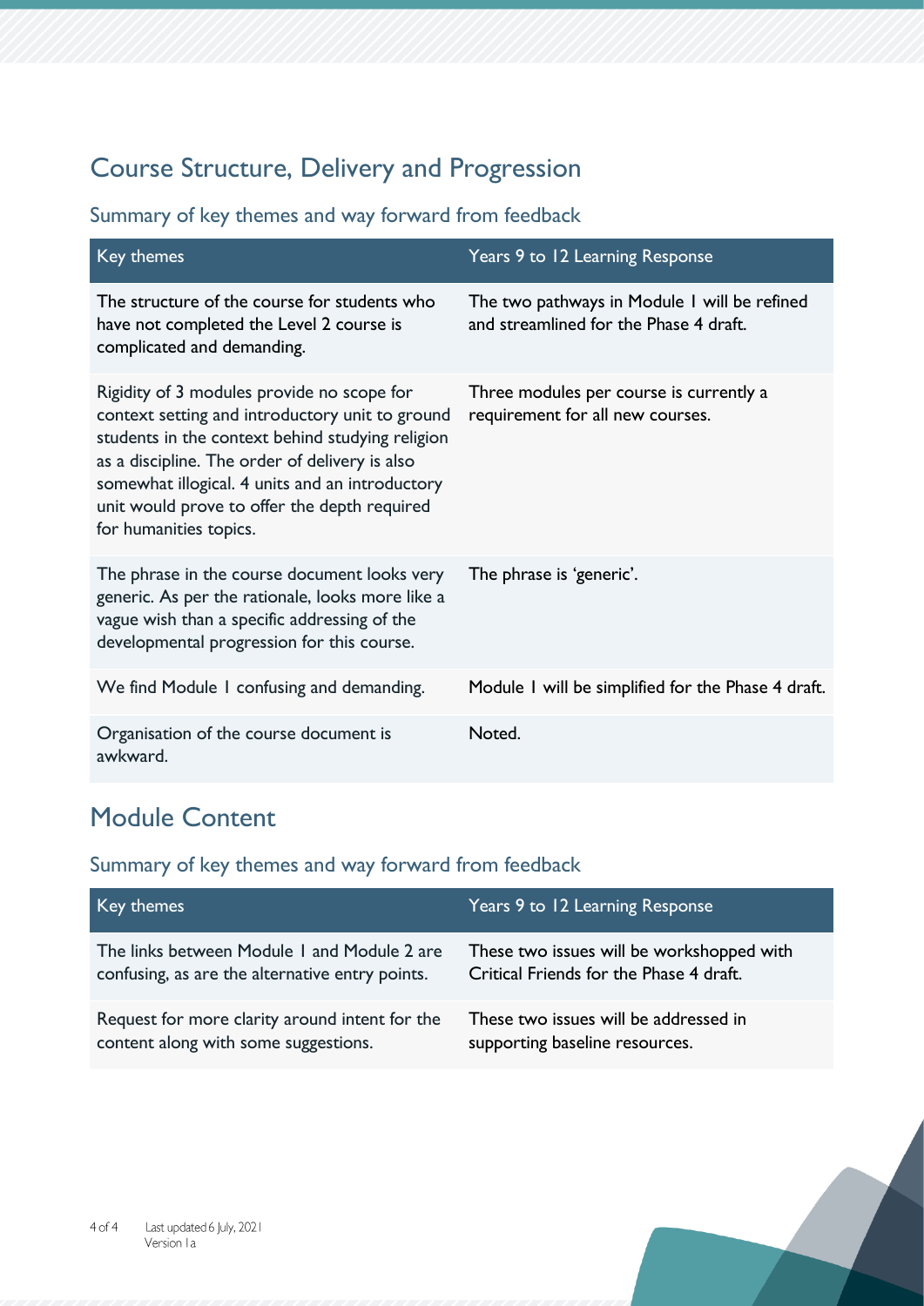## Course Structure, Delivery and Progression

### Summary of key themes and way forward from feedback

| Key themes | Years 9 to 12 Learning Response |
| --- | --- |
| The structure of the course for students who have not completed the Level 2 course is complicated and demanding. | The two pathways in Module 1 will be refined and streamlined for the Phase 4 draft. |
| Rigidity of 3 modules provide no scope for context setting and introductory unit to ground students in the context behind studying religion as a discipline. The order of delivery is also somewhat illogical. 4 units and an introductory unit would prove to offer the depth required for humanities topics. | Three modules per course is currently a requirement for all new courses. |
| The phrase in the course document looks very generic. As per the rationale, looks more like a vague wish than a specific addressing of the developmental progression for this course. | The phrase is 'generic'. |
| We find Module 1 confusing and demanding. | Module 1 will be simplified for the Phase 4 draft. |
| Organisation of the course document is awkward. | Noted. |

## Module Content

### Summary of key themes and way forward from feedback

| Key themes | Years 9 to 12 Learning Response |
| --- | --- |
| The links between Module 1 and Module 2 are confusing, as are the alternative entry points. | These two issues will be workshopped with Critical Friends for the Phase 4 draft. |
| Request for more clarity around intent for the content along with some suggestions. | These two issues will be addressed in supporting baseline resources. |

Last updated 6 July, 2021
Version 1a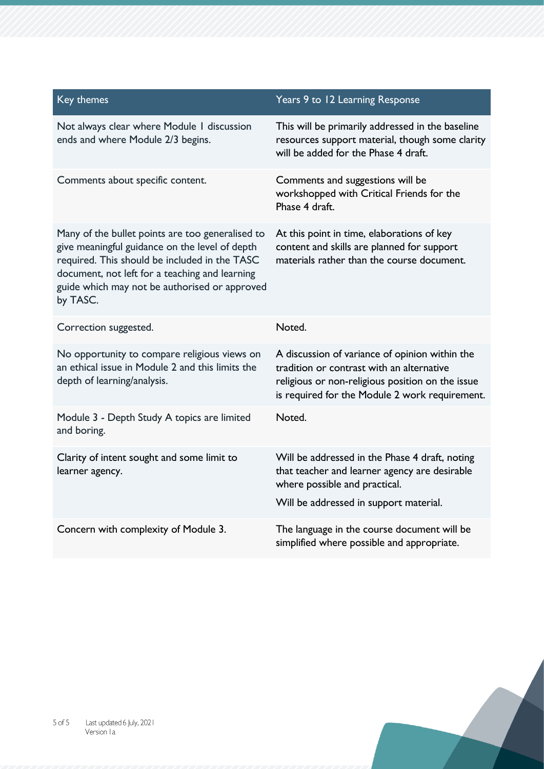| Key themes | Years 9 to 12 Learning Response |
|---|---|
| Not always clear where Module 1 discussion ends and where Module 2/3 begins. | This will be primarily addressed in the baseline resources support material, though some clarity will be added for the Phase 4 draft. |
| Comments about specific content. | Comments and suggestions will be workshopped with Critical Friends for the Phase 4 draft. |
| Many of the bullet points are too generalised to give meaningful guidance on the level of depth required. This should be included in the TASC document, not left for a teaching and learning guide which may not be authorised or approved by TASC. | At this point in time, elaborations of key content and skills are planned for support materials rather than the course document. |
| Correction suggested. | Noted. |
| No opportunity to compare religious views on an ethical issue in Module 2 and this limits the depth of learning/analysis. | A discussion of variance of opinion within the tradition or contrast with an alternative religious or non-religious position on the issue is required for the Module 2 work requirement. |
| Module 3 - Depth Study A topics are limited and boring. | Noted. |
| Clarity of intent sought and some limit to learner agency. | Will be addressed in the Phase 4 draft, noting that teacher and learner agency are desirable where possible and practical.<br><br>Will be addressed in support material. |
| Concern with complexity of Module 3. | The language in the course document will be simplified where possible and appropriate. |

Last updated 6 July, 2021
Version 1a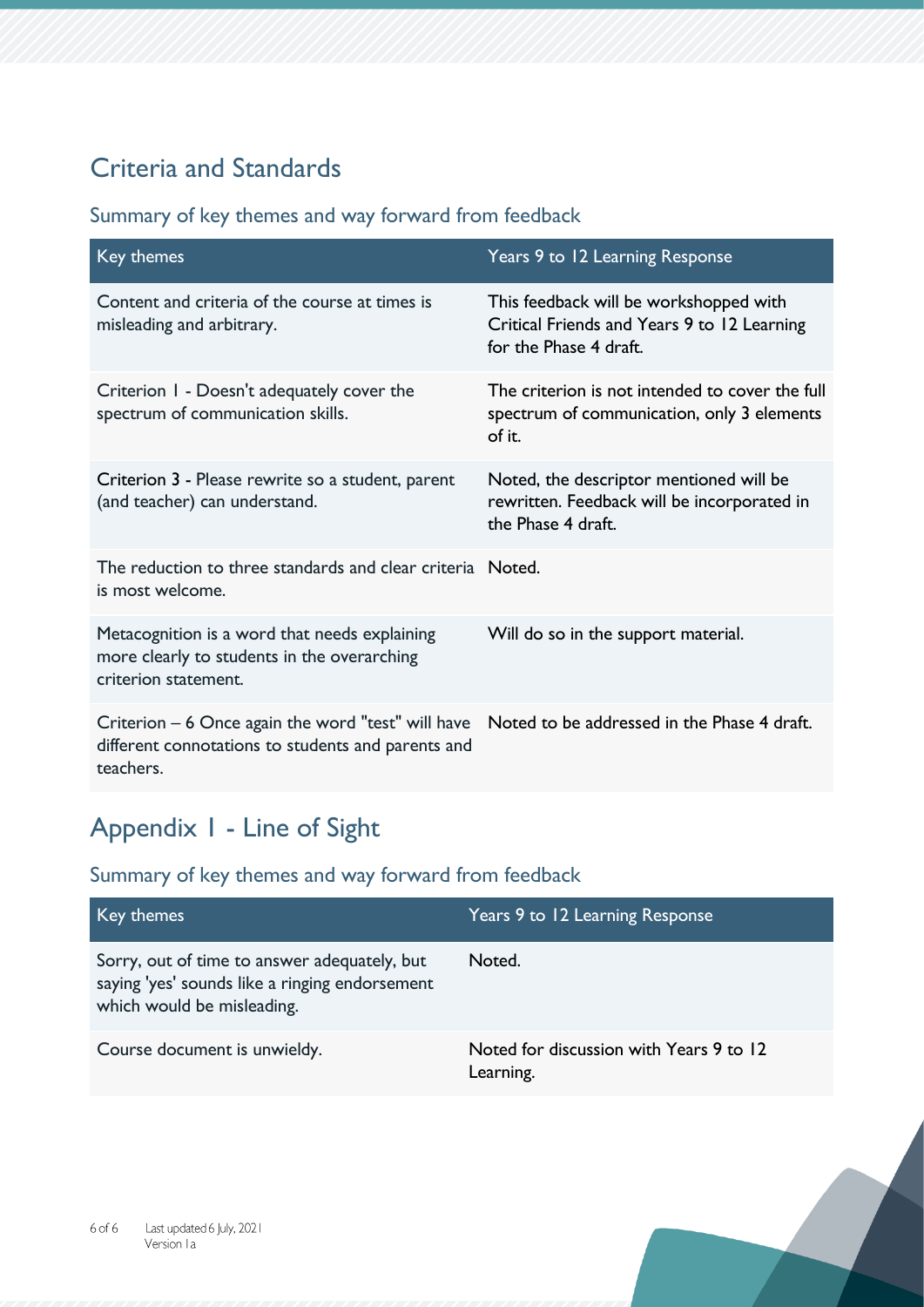## Criteria and Standards

### Summary of key themes and way forward from feedback

| Key themes | Years 9 to 12 Learning Response |
|---|---|
| Content and criteria of the course at times is misleading and arbitrary. | This feedback will be workshopped with Critical Friends and Years 9 to 12 Learning for the Phase 4 draft. |
| Criterion 1 - Doesn't adequately cover the spectrum of communication skills. | The criterion is not intended to cover the full spectrum of communication, only 3 elements of it. |
| Criterion 3 - Please rewrite so a student, parent (and teacher) can understand. | Noted, the descriptor mentioned will be rewritten. Feedback will be incorporated in the Phase 4 draft. |
| The reduction to three standards and clear criteria is most welcome. | Noted. |
| Metacognition is a word that needs explaining more clearly to students in the overarching criterion statement. | Will do so in the support material. |
| Criterion – 6 Once again the word "test" will have different connotations to students and parents and teachers. | Noted to be addressed in the Phase 4 draft. |

## Appendix 1 - Line of Sight

### Summary of key themes and way forward from feedback

| Key themes | Years 9 to 12 Learning Response |
|---|---|
| Sorry, out of time to answer adequately, but saying 'yes' sounds like a ringing endorsement which would be misleading. | Noted. |
| Course document is unwieldy. | Noted for discussion with Years 9 to 12 Learning. |

Last updated 6 July, 2021
Version 1a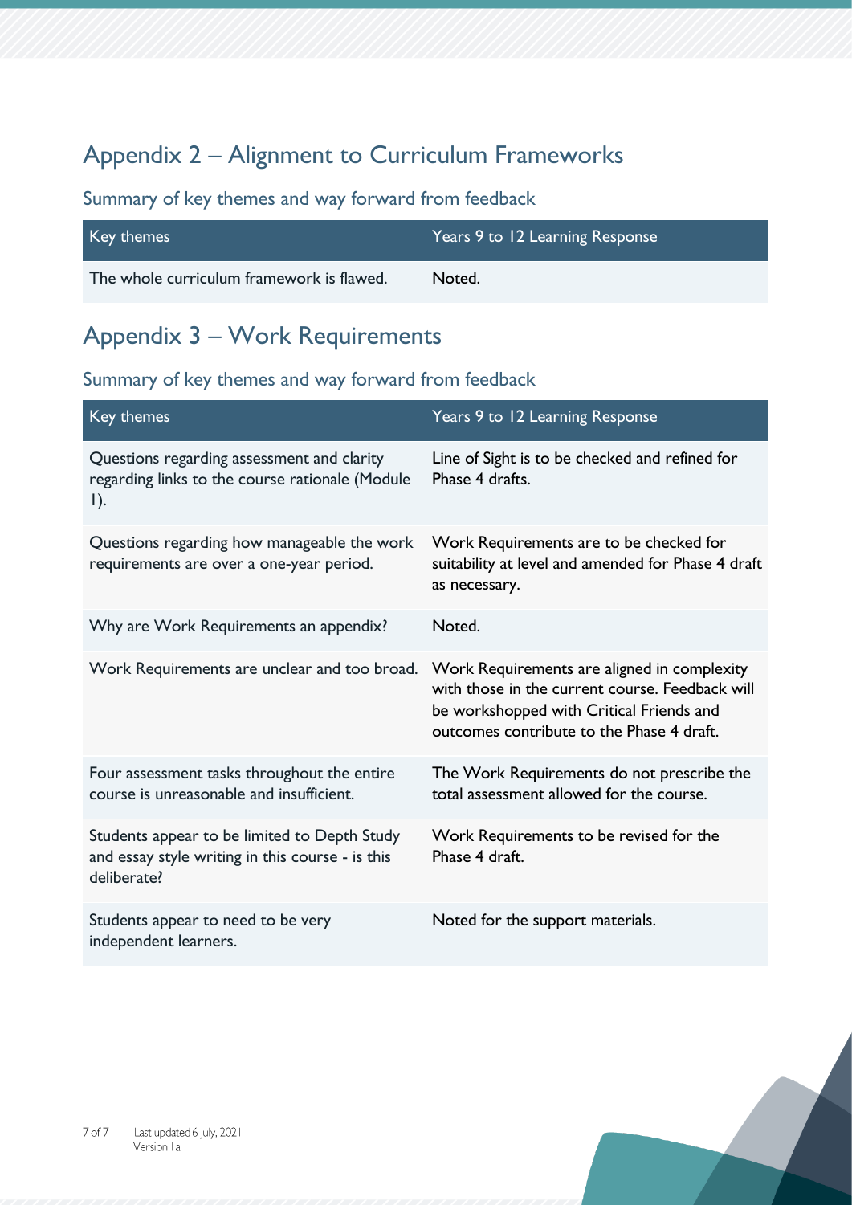## Appendix 2 – Alignment to Curriculum Frameworks

### Summary of key themes and way forward from feedback

| Key themes | Years 9 to 12 Learning Response |
|---|---|
| The whole curriculum framework is flawed. | Noted. |

## Appendix 3 – Work Requirements

### Summary of key themes and way forward from feedback

| Key themes | Years 9 to 12 Learning Response |
|---|---|
| Questions regarding assessment and clarity regarding links to the course rationale (Module 1). | Line of Sight is to be checked and refined for Phase 4 drafts. |
| Questions regarding how manageable the work requirements are over a one-year period. | Work Requirements are to be checked for suitability at level and amended for Phase 4 draft as necessary. |
| Why are Work Requirements an appendix? | Noted. |
| Work Requirements are unclear and too broad. | Work Requirements are aligned in complexity with those in the current course. Feedback will be workshopped with Critical Friends and outcomes contribute to the Phase 4 draft. |
| Four assessment tasks throughout the entire course is unreasonable and insufficient. | The Work Requirements do not prescribe the total assessment allowed for the course. |
| Students appear to be limited to Depth Study and essay style writing in this course - is this deliberate? | Work Requirements to be revised for the Phase 4 draft. |
| Students appear to need to be very independent learners. | Noted for the support materials. |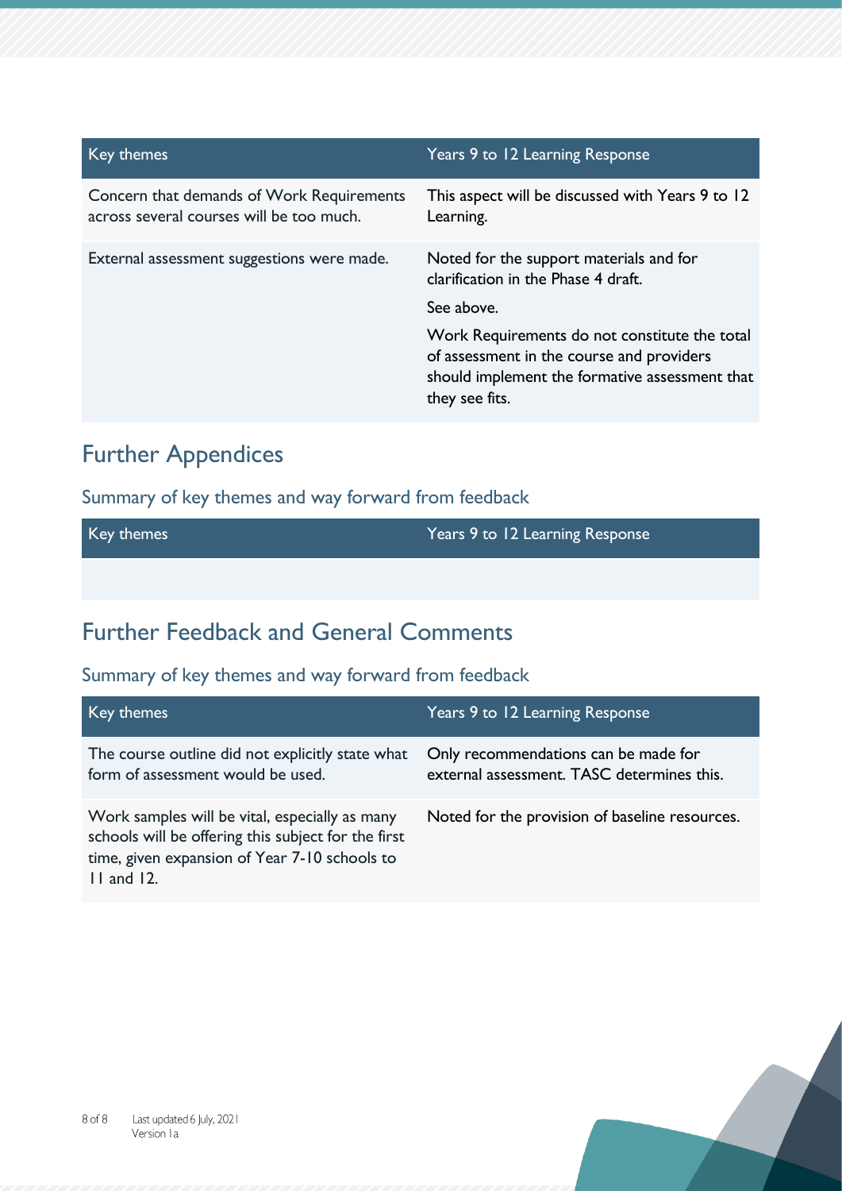| Key themes | Years 9 to 12 Learning Response |
|---|---|
| Concern that demands of Work Requirements across several courses will be too much. | This aspect will be discussed with Years 9 to 12 Learning. |
| External assessment suggestions were made. | Noted for the support materials and for clarification in the Phase 4 draft.<br><br>See above.<br><br>Work Requirements do not constitute the total of assessment in the course and providers should implement the formative assessment that they see fits. |

## Further Appendices

### Summary of key themes and way forward from feedback

| Key themes | Years 9 to 12 Learning Response |
|---|---|
| | |

## Further Feedback and General Comments

### Summary of key themes and way forward from feedback

| Key themes | Years 9 to 12 Learning Response |
|---|---|
| The course outline did not explicitly state what form of assessment would be used. | Only recommendations can be made for external assessment. TASC determines this. |
| Work samples will be vital, especially as many schools will be offering this subject for the first time, given expansion of Year 7-10 schools to 11 and 12. | Noted for the provision of baseline resources. |

Last updated 6 July, 2021
Version 1a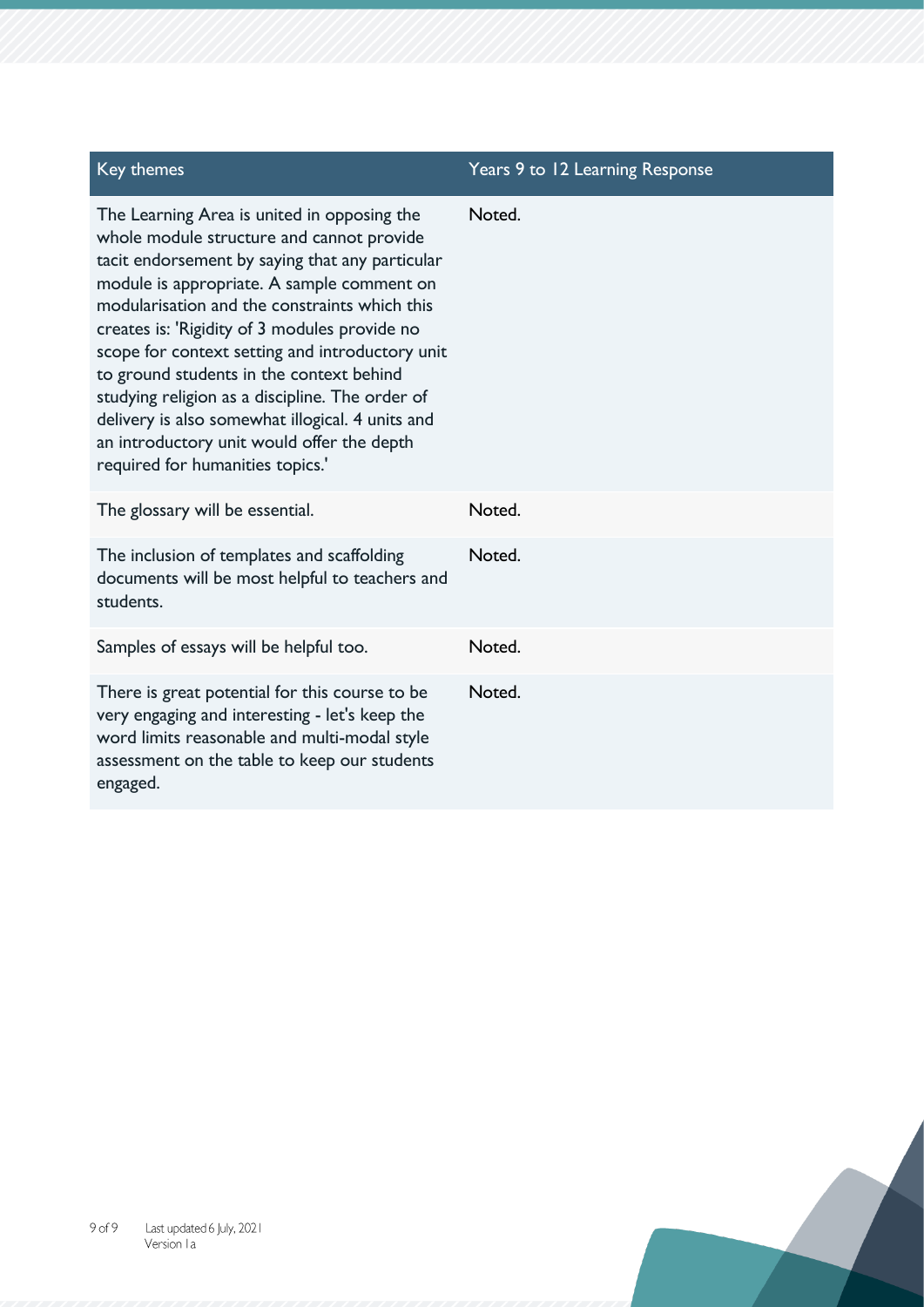| Key themes | Years 9 to 12 Learning Response |
| --- | --- |
| The Learning Area is united in opposing the whole module structure and cannot provide tacit endorsement by saying that any particular module is appropriate. A sample comment on modularisation and the constraints which this creates is: 'Rigidity of 3 modules provide no scope for context setting and introductory unit to ground students in the context behind studying religion as a discipline. The order of delivery is also somewhat illogical. 4 units and an introductory unit would offer the depth required for humanities topics.' | Noted. |
| The glossary will be essential. | Noted. |
| The inclusion of templates and scaffolding documents will be most helpful to teachers and students. | Noted. |
| Samples of essays will be helpful too. | Noted. |
| There is great potential for this course to be very engaging and interesting - let's keep the word limits reasonable and multi-modal style assessment on the table to keep our students engaged. | Noted. |

Last updated 6 July, 2021
Version 1a